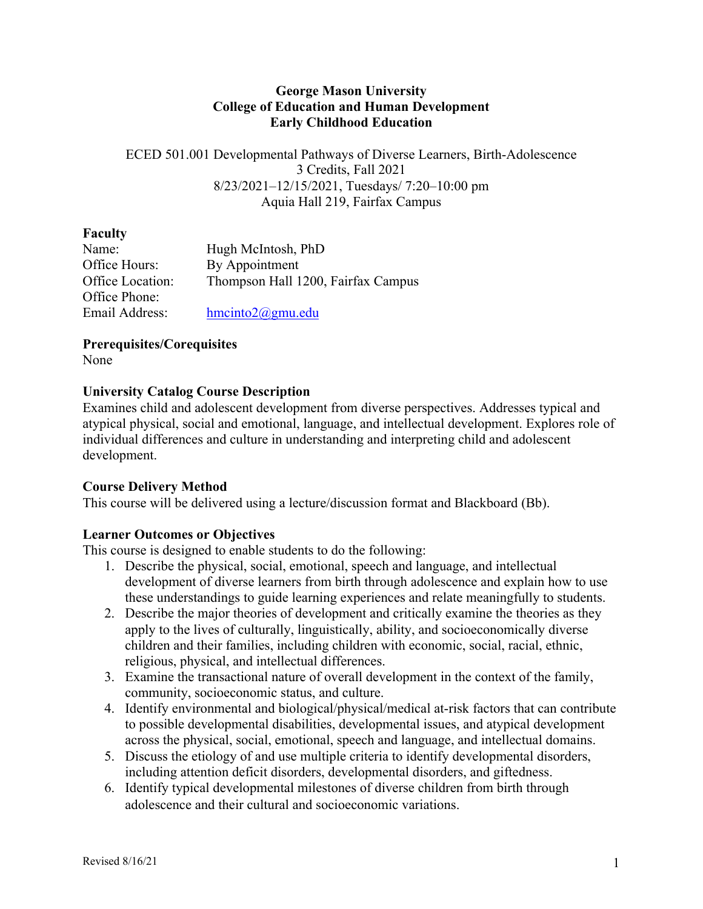**George Mason University**
**College of Education and Human Development**
**Early Childhood Education**

ECED 501.001 Developmental Pathways of Diverse Learners, Birth-Adolescence
3 Credits, Fall 2021
8/23/2021–12/15/2021, Tuesdays/ 7:20–10:00 pm
Aquia Hall 219, Fairfax Campus

## Faculty

Name: Hugh McIntosh, PhD
Office Hours: By Appointment
Office Location: Thompson Hall 1200, Fairfax Campus
Office Phone:
Email Address: hmcinto2@gmu.edu

## Prerequisites/Corequisites

None

## University Catalog Course Description

Examines child and adolescent development from diverse perspectives. Addresses typical and atypical physical, social and emotional, language, and intellectual development. Explores role of individual differences and culture in understanding and interpreting child and adolescent development.

## Course Delivery Method

This course will be delivered using a lecture/discussion format and Blackboard (Bb).

## Learner Outcomes or Objectives

This course is designed to enable students to do the following:

1. Describe the physical, social, emotional, speech and language, and intellectual development of diverse learners from birth through adolescence and explain how to use these understandings to guide learning experiences and relate meaningfully to students.
2. Describe the major theories of development and critically examine the theories as they apply to the lives of culturally, linguistically, ability, and socioeconomically diverse children and their families, including children with economic, social, racial, ethnic, religious, physical, and intellectual differences.
3. Examine the transactional nature of overall development in the context of the family, community, socioeconomic status, and culture.
4. Identify environmental and biological/physical/medical at-risk factors that can contribute to possible developmental disabilities, developmental issues, and atypical development across the physical, social, emotional, speech and language, and intellectual domains.
5. Discuss the etiology of and use multiple criteria to identify developmental disorders, including attention deficit disorders, developmental disorders, and giftedness.
6. Identify typical developmental milestones of diverse children from birth through adolescence and their cultural and socioeconomic variations.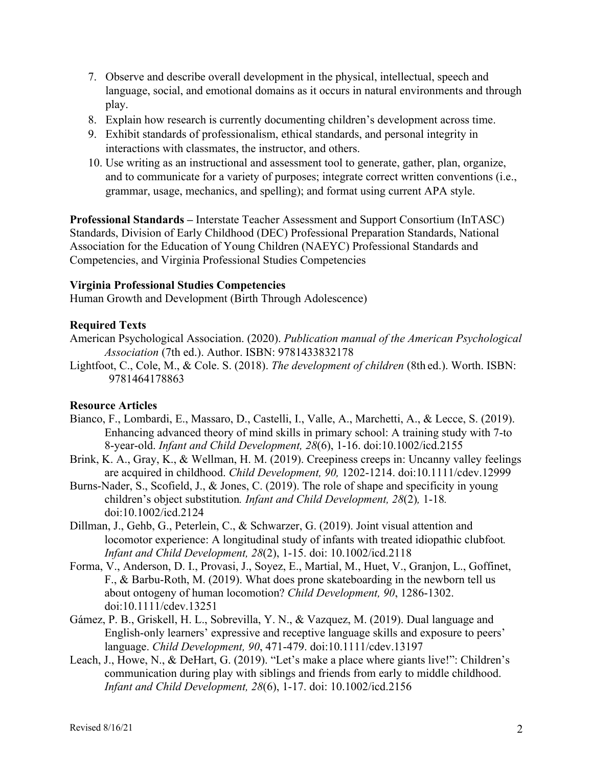7. Observe and describe overall development in the physical, intellectual, speech and language, social, and emotional domains as it occurs in natural environments and through play.
8. Explain how research is currently documenting children's development across time.
9. Exhibit standards of professionalism, ethical standards, and personal integrity in interactions with classmates, the instructor, and others.
10. Use writing as an instructional and assessment tool to generate, gather, plan, organize, and to communicate for a variety of purposes; integrate correct written conventions (i.e., grammar, usage, mechanics, and spelling); and format using current APA style.

**Professional Standards –** Interstate Teacher Assessment and Support Consortium (InTASC) Standards, Division of Early Childhood (DEC) Professional Preparation Standards, National Association for the Education of Young Children (NAEYC) Professional Standards and Competencies, and Virginia Professional Studies Competencies

**Virginia Professional Studies Competencies**
Human Growth and Development (Birth Through Adolescence)

**Required Texts**

American Psychological Association. (2020). *Publication manual of the American Psychological Association* (7th ed.). Author. ISBN: 9781433832178

Lightfoot, C., Cole, M., & Cole. S. (2018). *The development of children* (8th ed.). Worth. ISBN: 9781464178863

**Resource Articles**

Bianco, F., Lombardi, E., Massaro, D., Castelli, I., Valle, A., Marchetti, A., & Lecce, S. (2019). Enhancing advanced theory of mind skills in primary school: A training study with 7-to 8-year-old. *Infant and Child Development, 28*(6), 1-16. doi:10.1002/icd.2155

Brink, K. A., Gray, K., & Wellman, H. M. (2019). Creepiness creeps in: Uncanny valley feelings are acquired in childhood. *Child Development, 90,* 1202-1214. doi:10.1111/cdev.12999

Burns-Nader, S., Scofield, J., & Jones, C. (2019). The role of shape and specificity in young children's object substitution*. Infant and Child Development, 28*(2)*,* 1-18*.* doi:10.1002/icd.2124

Dillman, J., Gehb, G., Peterlein, C., & Schwarzer, G. (2019). Joint visual attention and locomotor experience: A longitudinal study of infants with treated idiopathic clubfoot*. Infant and Child Development, 28*(2), 1-15. doi: 10.1002/icd.2118

Forma, V., Anderson, D. I., Provasi, J., Soyez, E., Martial, M., Huet, V., Granjon, L., Goffinet, F., & Barbu-Roth, M. (2019). What does prone skateboarding in the newborn tell us about ontogeny of human locomotion? *Child Development, 90*, 1286-1302. doi:10.1111/cdev.13251

Gámez, P. B., Griskell, H. L., Sobrevilla, Y. N., & Vazquez, M. (2019). Dual language and English-only learners' expressive and receptive language skills and exposure to peers' language. *Child Development, 90*, 471-479. doi:10.1111/cdev.13197

Leach, J., Howe, N., & DeHart, G. (2019). "Let's make a place where giants live!": Children's communication during play with siblings and friends from early to middle childhood. *Infant and Child Development, 28*(6), 1-17. doi: 10.1002/icd.2156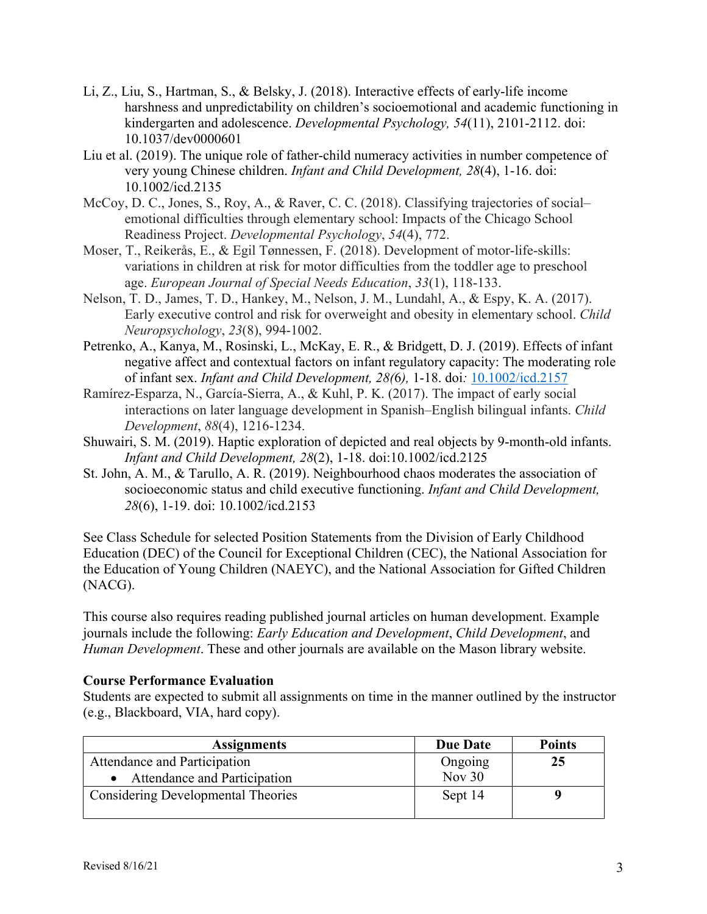Li, Z., Liu, S., Hartman, S., & Belsky, J. (2018). Interactive effects of early-life income harshness and unpredictability on children's socioemotional and academic functioning in kindergarten and adolescence. *Developmental Psychology, 54*(11), 2101-2112. doi: 10.1037/dev0000601

Liu et al. (2019). The unique role of father-child numeracy activities in number competence of very young Chinese children. *Infant and Child Development, 28*(4), 1-16. doi: 10.1002/icd.2135

McCoy, D. C., Jones, S., Roy, A., & Raver, C. C. (2018). Classifying trajectories of social–emotional difficulties through elementary school: Impacts of the Chicago School Readiness Project. *Developmental Psychology*, *54*(4), 772.

Moser, T., Reikerås, E., & Egil Tønnessen, F. (2018). Development of motor-life-skills: variations in children at risk for motor difficulties from the toddler age to preschool age. *European Journal of Special Needs Education*, *33*(1), 118-133.

Nelson, T. D., James, T. D., Hankey, M., Nelson, J. M., Lundahl, A., & Espy, K. A. (2017). Early executive control and risk for overweight and obesity in elementary school. *Child Neuropsychology*, *23*(8), 994-1002.

Petrenko, A., Kanya, M., Rosinski, L., McKay, E. R., & Bridgett, D. J. (2019). Effects of infant negative affect and contextual factors on infant regulatory capacity: The moderating role of infant sex. *Infant and Child Development, 28(*6), 1-18. doi: 10.1002/icd.2157

Ramírez-Esparza, N., García-Sierra, A., & Kuhl, P. K. (2017). The impact of early social interactions on later language development in Spanish–English bilingual infants. *Child Development*, *88*(4), 1216-1234.

Shuwairi, S. M. (2019). Haptic exploration of depicted and real objects by 9-month-old infants. *Infant and Child Development, 28*(2), 1-18. doi:10.1002/icd.2125

St. John, A. M., & Tarullo, A. R. (2019). Neighbourhood chaos moderates the association of socioeconomic status and child executive functioning. *Infant and Child Development, 28*(6), 1-19. doi: 10.1002/icd.2153

See Class Schedule for selected Position Statements from the Division of Early Childhood Education (DEC) of the Council for Exceptional Children (CEC), the National Association for the Education of Young Children (NAEYC), and the National Association for Gifted Children (NACG).

This course also requires reading published journal articles on human development. Example journals include the following: *Early Education and Development*, *Child Development*, and *Human Development*. These and other journals are available on the Mason library website.

**Course Performance Evaluation**

Students are expected to submit all assignments on time in the manner outlined by the instructor (e.g., Blackboard, VIA, hard copy).

| Assignments | Due Date | Points |
|---|---|---|
| Attendance and Participation<br>• Attendance and Participation | Ongoing<br>Nov 30 | **25** |
| Considering Developmental Theories | Sept 14 | **9** |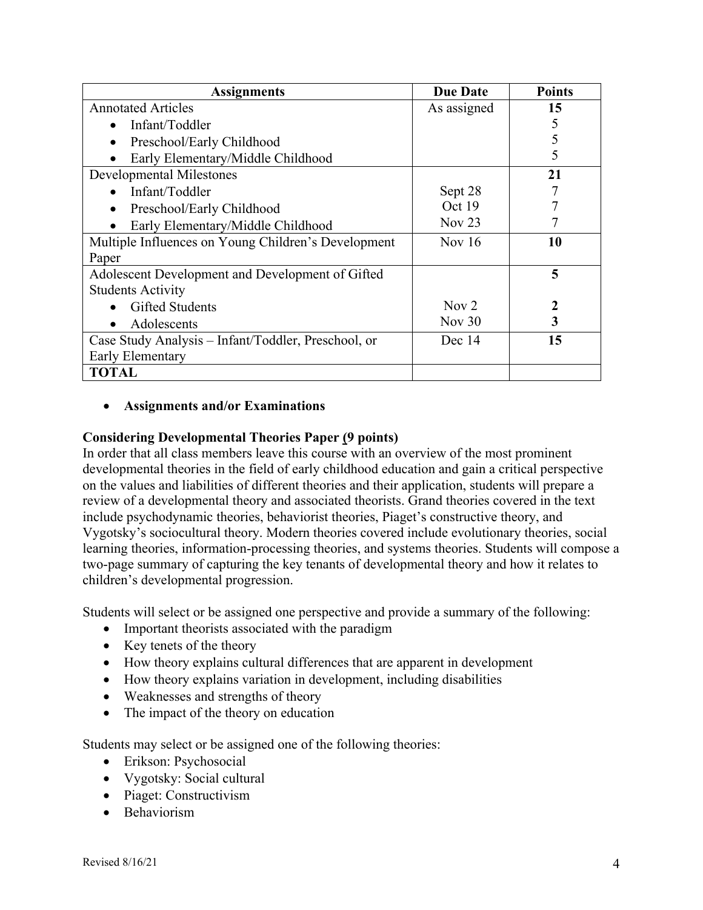| **Assignments** | **Due Date** | **Points** |
|---|---|---|
| Annotated Articles | As assigned | **15** |
| • Infant/Toddler | | 5 |
| • Preschool/Early Childhood | | 5 |
| • Early Elementary/Middle Childhood | | 5 |
| Developmental Milestones | | **21** |
| • Infant/Toddler | Sept 28 | 7 |
| • Preschool/Early Childhood | Oct 19 | 7 |
| • Early Elementary/Middle Childhood | Nov 23 | 7 |
| Multiple Influences on Young Children's Development Paper | Nov 16 | **10** |
| Adolescent Development and Development of Gifted Students Activity | | **5** |
| • Gifted Students | Nov 2 | **2** |
| • Adolescents | Nov 30 | **3** |
| Case Study Analysis – Infant/Toddler, Preschool, or Early Elementary | Dec 14 | **15** |
| **TOTAL** | | |

- **Assignments and/or Examinations**

**Considering Developmental Theories Paper (9 points)**

In order that all class members leave this course with an overview of the most prominent developmental theories in the field of early childhood education and gain a critical perspective on the values and liabilities of different theories and their application, students will prepare a review of a developmental theory and associated theorists. Grand theories covered in the text include psychodynamic theories, behaviorist theories, Piaget's constructive theory, and Vygotsky's sociocultural theory. Modern theories covered include evolutionary theories, social learning theories, information-processing theories, and systems theories. Students will compose a two-page summary of capturing the key tenants of developmental theory and how it relates to children's developmental progression.

Students will select or be assigned one perspective and provide a summary of the following:

- Important theorists associated with the paradigm
- Key tenets of the theory
- How theory explains cultural differences that are apparent in development
- How theory explains variation in development, including disabilities
- Weaknesses and strengths of theory
- The impact of the theory on education

Students may select or be assigned one of the following theories:

- Erikson: Psychosocial
- Vygotsky: Social cultural
- Piaget: Constructivism
- Behaviorism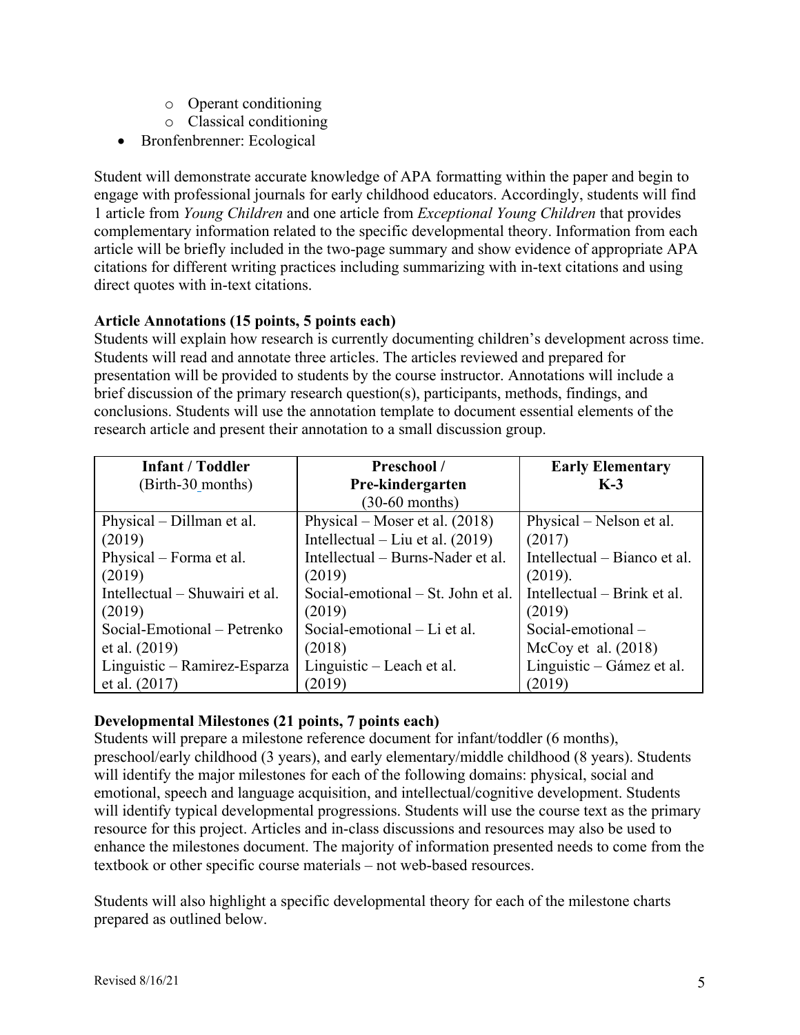- Operant conditioning
    - Classical conditioning
- Bronfenbrenner: Ecological

Student will demonstrate accurate knowledge of APA formatting within the paper and begin to engage with professional journals for early childhood educators. Accordingly, students will find 1 article from *Young Children* and one article from *Exceptional Young Children* that provides complementary information related to the specific developmental theory. Information from each article will be briefly included in the two-page summary and show evidence of appropriate APA citations for different writing practices including summarizing with in-text citations and using direct quotes with in-text citations.

**Article Annotations (15 points, 5 points each)**

Students will explain how research is currently documenting children's development across time. Students will read and annotate three articles. The articles reviewed and prepared for presentation will be provided to students by the course instructor. Annotations will include a brief discussion of the primary research question(s), participants, methods, findings, and conclusions. Students will use the annotation template to document essential elements of the research article and present their annotation to a small discussion group.

| **Infant / Toddler** (Birth-30 months) | **Preschool / Pre-kindergarten** (30-60 months) | **Early Elementary K-3** |
|---|---|---|
| Physical – Dillman et al. (2019)<br>Physical – Forma et al. (2019)<br>Intellectual – Shuwairi et al. (2019)<br>Social-Emotional – Petrenko et al. (2019)<br>Linguistic – Ramirez-Esparza et al. (2017) | Physical – Moser et al. (2018)<br>Intellectual – Liu et al. (2019)<br>Intellectual – Burns-Nader et al. (2019)<br>Social-emotional – St. John et al. (2019)<br>Social-emotional – Li et al. (2018)<br>Linguistic – Leach et al. (2019) | Physical – Nelson et al. (2017)<br>Intellectual – Bianco et al. (2019).<br>Intellectual – Brink et al. (2019)<br>Social-emotional – McCoy et al. (2018)<br>Linguistic – Gámez et al. (2019) |

**Developmental Milestones (21 points, 7 points each)**

Students will prepare a milestone reference document for infant/toddler (6 months), preschool/early childhood (3 years), and early elementary/middle childhood (8 years). Students will identify the major milestones for each of the following domains: physical, social and emotional, speech and language acquisition, and intellectual/cognitive development. Students will identify typical developmental progressions. Students will use the course text as the primary resource for this project. Articles and in-class discussions and resources may also be used to enhance the milestones document. The majority of information presented needs to come from the textbook or other specific course materials – not web-based resources.

Students will also highlight a specific developmental theory for each of the milestone charts prepared as outlined below.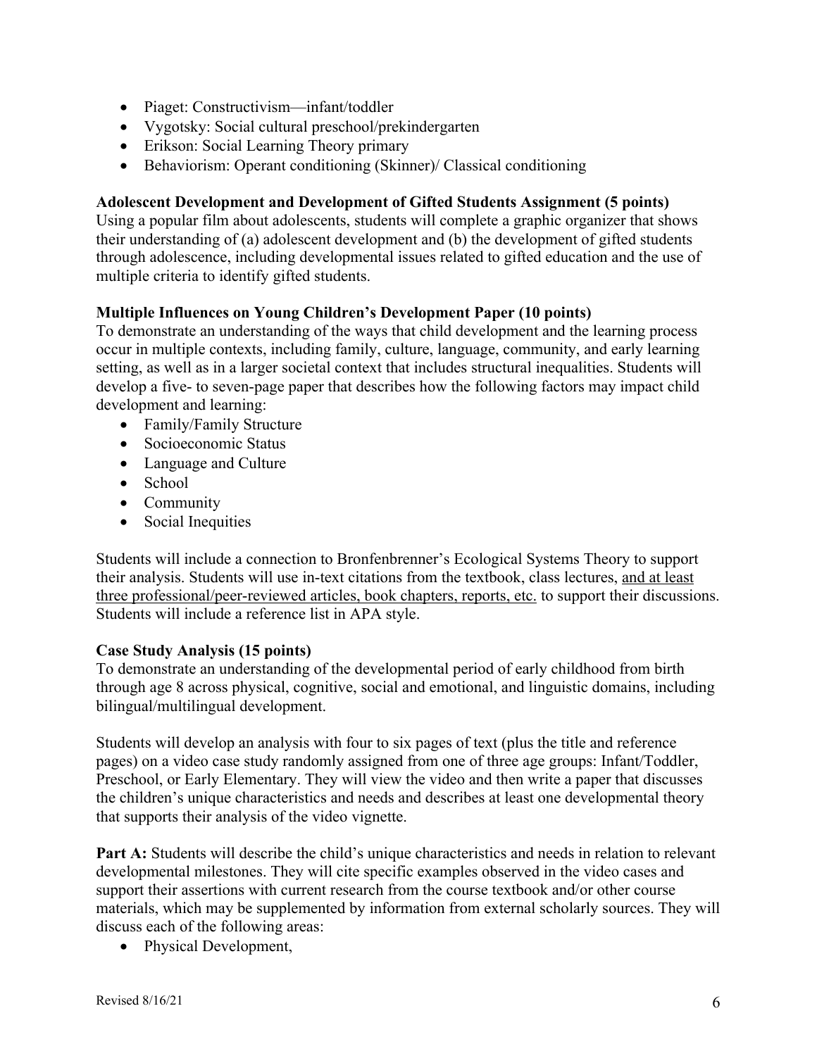- Piaget: Constructivism—infant/toddler
- Vygotsky: Social cultural preschool/prekindergarten
- Erikson: Social Learning Theory primary
- Behaviorism: Operant conditioning (Skinner)/ Classical conditioning

**Adolescent Development and Development of Gifted Students Assignment (5 points)**
Using a popular film about adolescents, students will complete a graphic organizer that shows their understanding of (a) adolescent development and (b) the development of gifted students through adolescence, including developmental issues related to gifted education and the use of multiple criteria to identify gifted students.

**Multiple Influences on Young Children's Development Paper (10 points)**
To demonstrate an understanding of the ways that child development and the learning process occur in multiple contexts, including family, culture, language, community, and early learning setting, as well as in a larger societal context that includes structural inequalities. Students will develop a five- to seven-page paper that describes how the following factors may impact child development and learning:

- Family/Family Structure
- Socioeconomic Status
- Language and Culture
- School
- Community
- Social Inequities

Students will include a connection to Bronfenbrenner's Ecological Systems Theory to support their analysis. Students will use in-text citations from the textbook, class lectures, <u>and at least three professional/peer-reviewed articles, book chapters, reports, etc.</u> to support their discussions. Students will include a reference list in APA style.

**Case Study Analysis (15 points)**
To demonstrate an understanding of the developmental period of early childhood from birth through age 8 across physical, cognitive, social and emotional, and linguistic domains, including bilingual/multilingual development.

Students will develop an analysis with four to six pages of text (plus the title and reference pages) on a video case study randomly assigned from one of three age groups: Infant/Toddler, Preschool, or Early Elementary. They will view the video and then write a paper that discusses the children's unique characteristics and needs and describes at least one developmental theory that supports their analysis of the video vignette.

**Part A:** Students will describe the child's unique characteristics and needs in relation to relevant developmental milestones. They will cite specific examples observed in the video cases and support their assertions with current research from the course textbook and/or other course materials, which may be supplemented by information from external scholarly sources. They will discuss each of the following areas:

- Physical Development,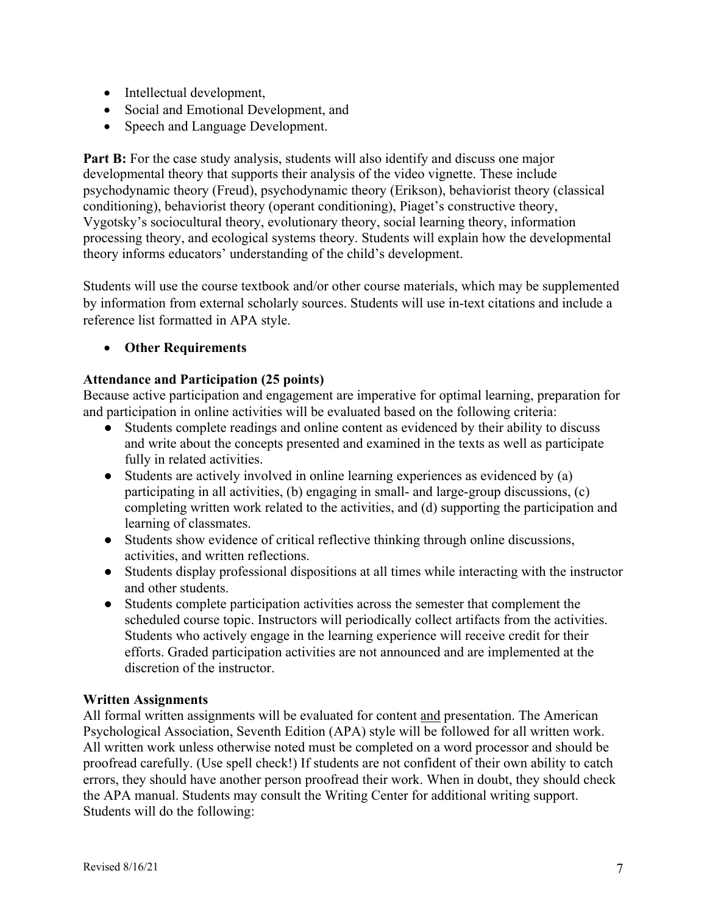- Intellectual development,
- Social and Emotional Development, and
- Speech and Language Development.

**Part B:** For the case study analysis, students will also identify and discuss one major developmental theory that supports their analysis of the video vignette. These include psychodynamic theory (Freud), psychodynamic theory (Erikson), behaviorist theory (classical conditioning), behaviorist theory (operant conditioning), Piaget's constructive theory, Vygotsky's sociocultural theory, evolutionary theory, social learning theory, information processing theory, and ecological systems theory. Students will explain how the developmental theory informs educators' understanding of the child's development.

Students will use the course textbook and/or other course materials, which may be supplemented by information from external scholarly sources. Students will use in-text citations and include a reference list formatted in APA style.

- **Other Requirements**

**Attendance and Participation (25 points)**

Because active participation and engagement are imperative for optimal learning, preparation for and participation in online activities will be evaluated based on the following criteria:

- Students complete readings and online content as evidenced by their ability to discuss and write about the concepts presented and examined in the texts as well as participate fully in related activities.
- Students are actively involved in online learning experiences as evidenced by (a) participating in all activities, (b) engaging in small- and large-group discussions, (c) completing written work related to the activities, and (d) supporting the participation and learning of classmates.
- Students show evidence of critical reflective thinking through online discussions, activities, and written reflections.
- Students display professional dispositions at all times while interacting with the instructor and other students.
- Students complete participation activities across the semester that complement the scheduled course topic. Instructors will periodically collect artifacts from the activities. Students who actively engage in the learning experience will receive credit for their efforts. Graded participation activities are not announced and are implemented at the discretion of the instructor.

**Written Assignments**

All formal written assignments will be evaluated for content <u>and</u> presentation. The American Psychological Association, Seventh Edition (APA) style will be followed for all written work. All written work unless otherwise noted must be completed on a word processor and should be proofread carefully. (Use spell check!) If students are not confident of their own ability to catch errors, they should have another person proofread their work. When in doubt, they should check the APA manual. Students may consult the Writing Center for additional writing support. Students will do the following: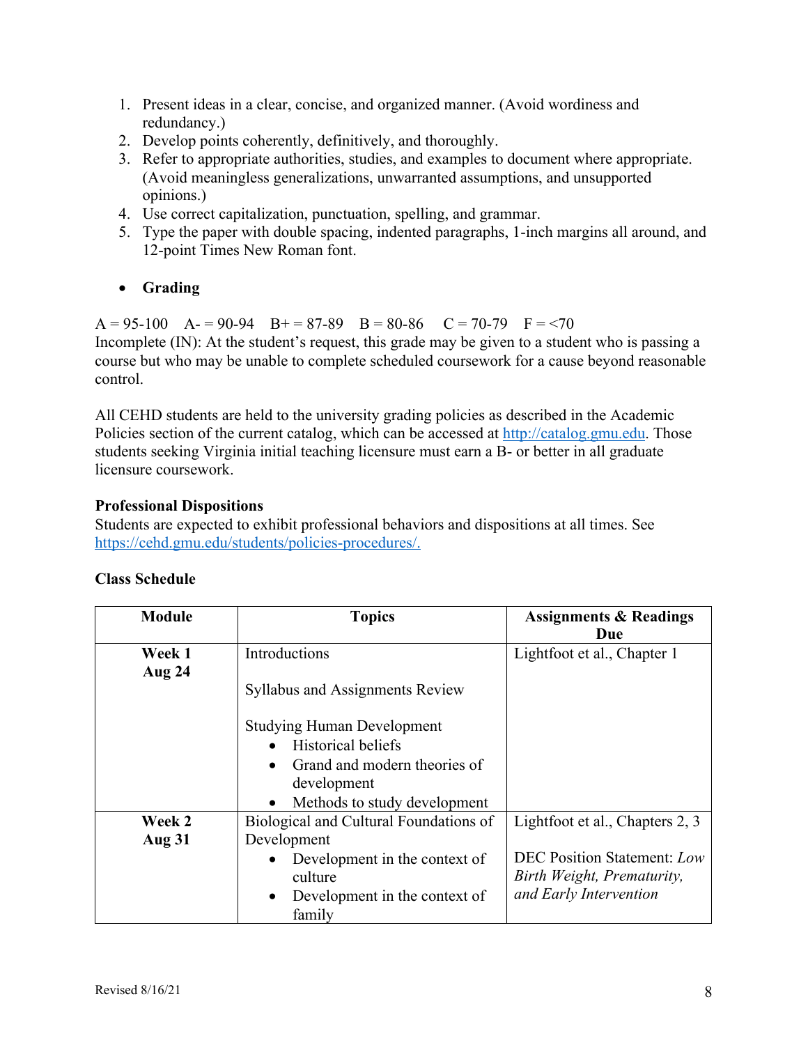1. Present ideas in a clear, concise, and organized manner. (Avoid wordiness and redundancy.)
2. Develop points coherently, definitively, and thoroughly.
3. Refer to appropriate authorities, studies, and examples to document where appropriate. (Avoid meaningless generalizations, unwarranted assumptions, and unsupported opinions.)
4. Use correct capitalization, punctuation, spelling, and grammar.
5. Type the paper with double spacing, indented paragraphs, 1-inch margins all around, and 12-point Times New Roman font.

- **Grading**

A = 95-100 A- = 90-94 B+ = 87-89 B = 80-86 C = 70-79 F = <70
Incomplete (IN): At the student's request, this grade may be given to a student who is passing a course but who may be unable to complete scheduled coursework for a cause beyond reasonable control.

All CEHD students are held to the university grading policies as described in the Academic Policies section of the current catalog, which can be accessed at http://catalog.gmu.edu. Those students seeking Virginia initial teaching licensure must earn a B- or better in all graduate licensure coursework.

**Professional Dispositions**
Students are expected to exhibit professional behaviors and dispositions at all times. See https://cehd.gmu.edu/students/policies-procedures/.

**Class Schedule**

| Module | Topics | Assignments & Readings Due |
|---|---|---|
| **Week 1**<br>**Aug 24** | Introductions<br><br>Syllabus and Assignments Review<br><br>Studying Human Development<br>• Historical beliefs<br>• Grand and modern theories of development<br>• Methods to study development | Lightfoot et al., Chapter 1 |
| **Week 2**<br>**Aug 31** | Biological and Cultural Foundations of Development<br>• Development in the context of culture<br>• Development in the context of family | Lightfoot et al., Chapters 2, 3<br><br>DEC Position Statement: *Low Birth Weight, Prematurity, and Early Intervention* |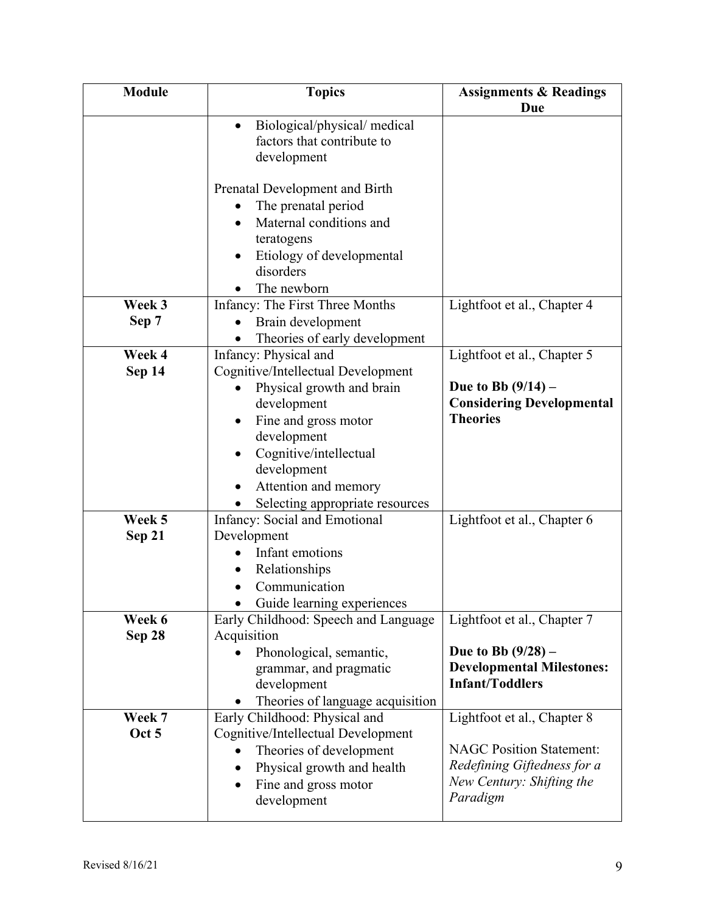| Module | Topics | Assignments & Readings Due |
|---|---|---|
| | • Biological/physical/ medical factors that contribute to development<br><br>Prenatal Development and Birth<br>• The prenatal period<br>• Maternal conditions and teratogens<br>• Etiology of developmental disorders<br>• The newborn | |
| **Week 3**<br>**Sep 7** | Infancy: The First Three Months<br>• Brain development<br>• Theories of early development | Lightfoot et al., Chapter 4 |
| **Week 4**<br>**Sep 14** | Infancy: Physical and Cognitive/Intellectual Development<br>• Physical growth and brain development<br>• Fine and gross motor development<br>• Cognitive/intellectual development<br>• Attention and memory<br>• Selecting appropriate resources | Lightfoot et al., Chapter 5<br><br>**Due to Bb (9/14) – Considering Developmental Theories** |
| **Week 5**<br>**Sep 21** | Infancy: Social and Emotional Development<br>• Infant emotions<br>• Relationships<br>• Communication<br>• Guide learning experiences | Lightfoot et al., Chapter 6 |
| **Week 6**<br>**Sep 28** | Early Childhood: Speech and Language Acquisition<br>• Phonological, semantic, grammar, and pragmatic development<br>• Theories of language acquisition | Lightfoot et al., Chapter 7<br><br>**Due to Bb (9/28) – Developmental Milestones: Infant/Toddlers** |
| **Week 7**<br>**Oct 5** | Early Childhood: Physical and Cognitive/Intellectual Development<br>• Theories of development<br>• Physical growth and health<br>• Fine and gross motor development | Lightfoot et al., Chapter 8<br><br>NAGC Position Statement: *Redefining Giftedness for a New Century: Shifting the Paradigm* |

Revised 8/16/21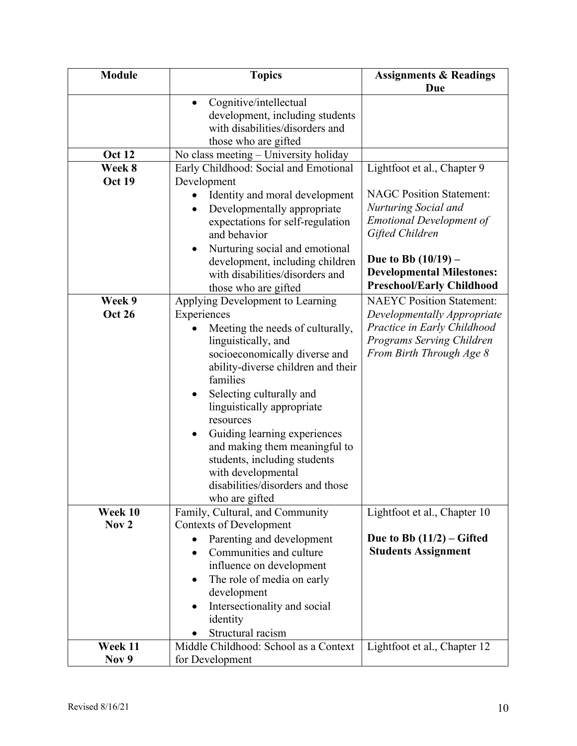| Module | Topics | Assignments & Readings Due |
|---|---|---|
| | • Cognitive/intellectual development, including students with disabilities/disorders and those who are gifted | |
| **Oct 12** | No class meeting – University holiday | |
| **Week 8**<br>**Oct 19** | Early Childhood: Social and Emotional Development<br>• Identity and moral development<br>• Developmentally appropriate expectations for self-regulation and behavior<br>• Nurturing social and emotional development, including children with disabilities/disorders and those who are gifted | Lightfoot et al., Chapter 9<br><br>NAGC Position Statement: *Nurturing Social and Emotional Development of Gifted Children*<br><br>**Due to Bb (10/19) – Developmental Milestones: Preschool/Early Childhood** |
| **Week 9**<br>**Oct 26** | Applying Development to Learning Experiences<br>• Meeting the needs of culturally, linguistically, and socioeconomically diverse and ability-diverse children and their families<br>• Selecting culturally and linguistically appropriate resources<br>• Guiding learning experiences and making them meaningful to students, including students with developmental disabilities/disorders and those who are gifted | NAEYC Position Statement: *Developmentally Appropriate Practice in Early Childhood Programs Serving Children From Birth Through Age 8* |
| **Week 10**<br>**Nov 2** | Family, Cultural, and Community Contexts of Development<br>• Parenting and development<br>• Communities and culture influence on development<br>• The role of media on early development<br>• Intersectionality and social identity<br>• Structural racism | Lightfoot et al., Chapter 10<br><br>**Due to Bb (11/2) – Gifted Students Assignment** |
| **Week 11**<br>**Nov 9** | Middle Childhood: School as a Context for Development | Lightfoot et al., Chapter 12 |

Revised 8/16/21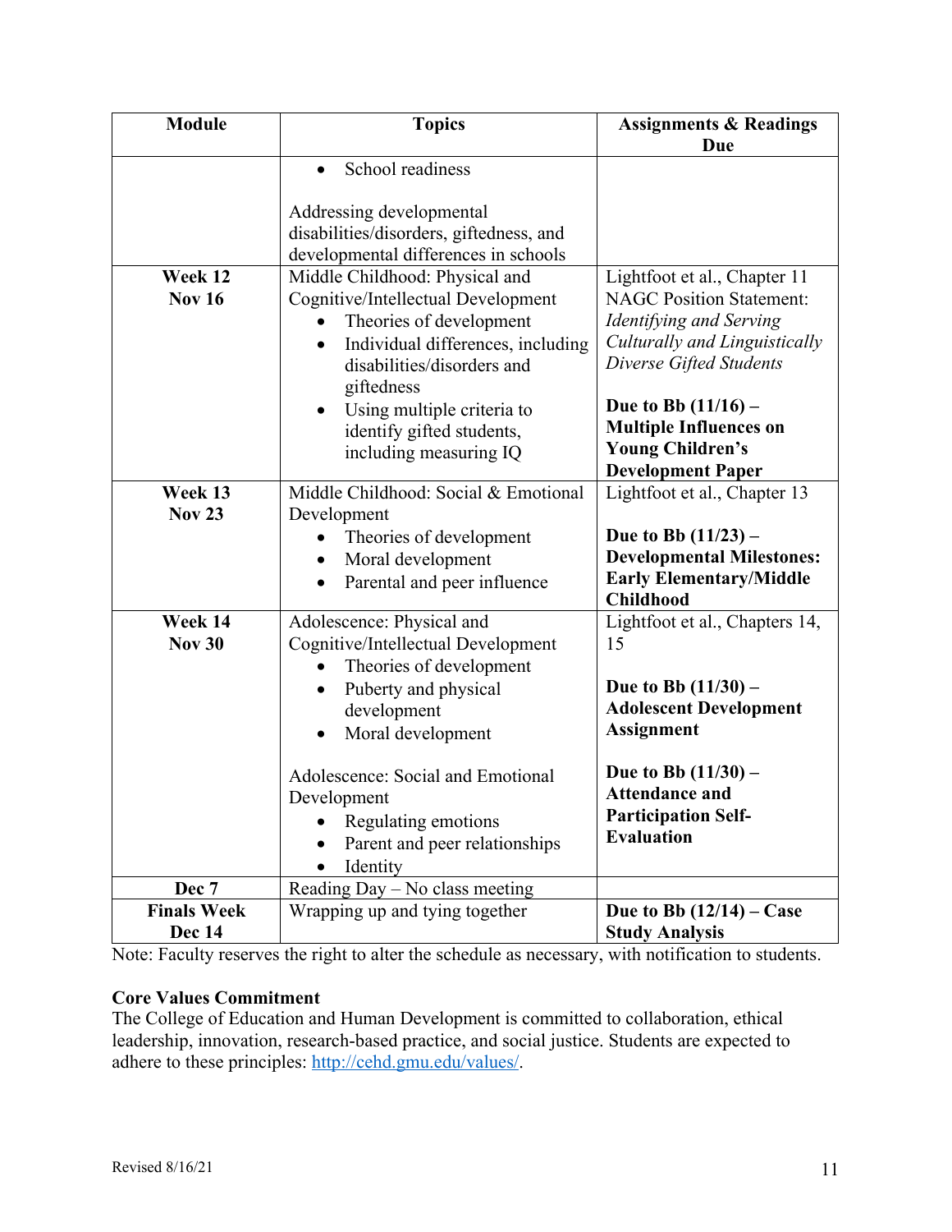| Module | Topics | Assignments & Readings Due |
| --- | --- | --- |
| | • School readiness<br><br>Addressing developmental disabilities/disorders, giftedness, and developmental differences in schools | |
| **Week 12**<br>**Nov 16** | Middle Childhood: Physical and Cognitive/Intellectual Development<br>• Theories of development<br>• Individual differences, including disabilities/disorders and giftedness<br>• Using multiple criteria to identify gifted students, including measuring IQ | Lightfoot et al., Chapter 11<br>NAGC Position Statement: *Identifying and Serving Culturally and Linguistically Diverse Gifted Students*<br><br>**Due to Bb (11/16) – Multiple Influences on Young Children's Development Paper** |
| **Week 13**<br>**Nov 23** | Middle Childhood: Social & Emotional Development<br>• Theories of development<br>• Moral development<br>• Parental and peer influence | Lightfoot et al., Chapter 13<br><br>**Due to Bb (11/23) – Developmental Milestones: Early Elementary/Middle Childhood** |
| **Week 14**<br>**Nov 30** | Adolescence: Physical and Cognitive/Intellectual Development<br>• Theories of development<br>• Puberty and physical development<br>• Moral development<br><br>Adolescence: Social and Emotional Development<br>• Regulating emotions<br>• Parent and peer relationships<br>• Identity | Lightfoot et al., Chapters 14, 15<br><br>**Due to Bb (11/30) – Adolescent Development Assignment**<br><br>**Due to Bb (11/30) – Attendance and Participation Self-Evaluation** |
| **Dec 7** | Reading Day – No class meeting | |
| **Finals Week**<br>**Dec 14** | Wrapping up and tying together | **Due to Bb (12/14) – Case Study Analysis** |

Note: Faculty reserves the right to alter the schedule as necessary, with notification to students.

**Core Values Commitment**

The College of Education and Human Development is committed to collaboration, ethical leadership, innovation, research-based practice, and social justice. Students are expected to adhere to these principles: http://cehd.gmu.edu/values/.

Revised 8/16/21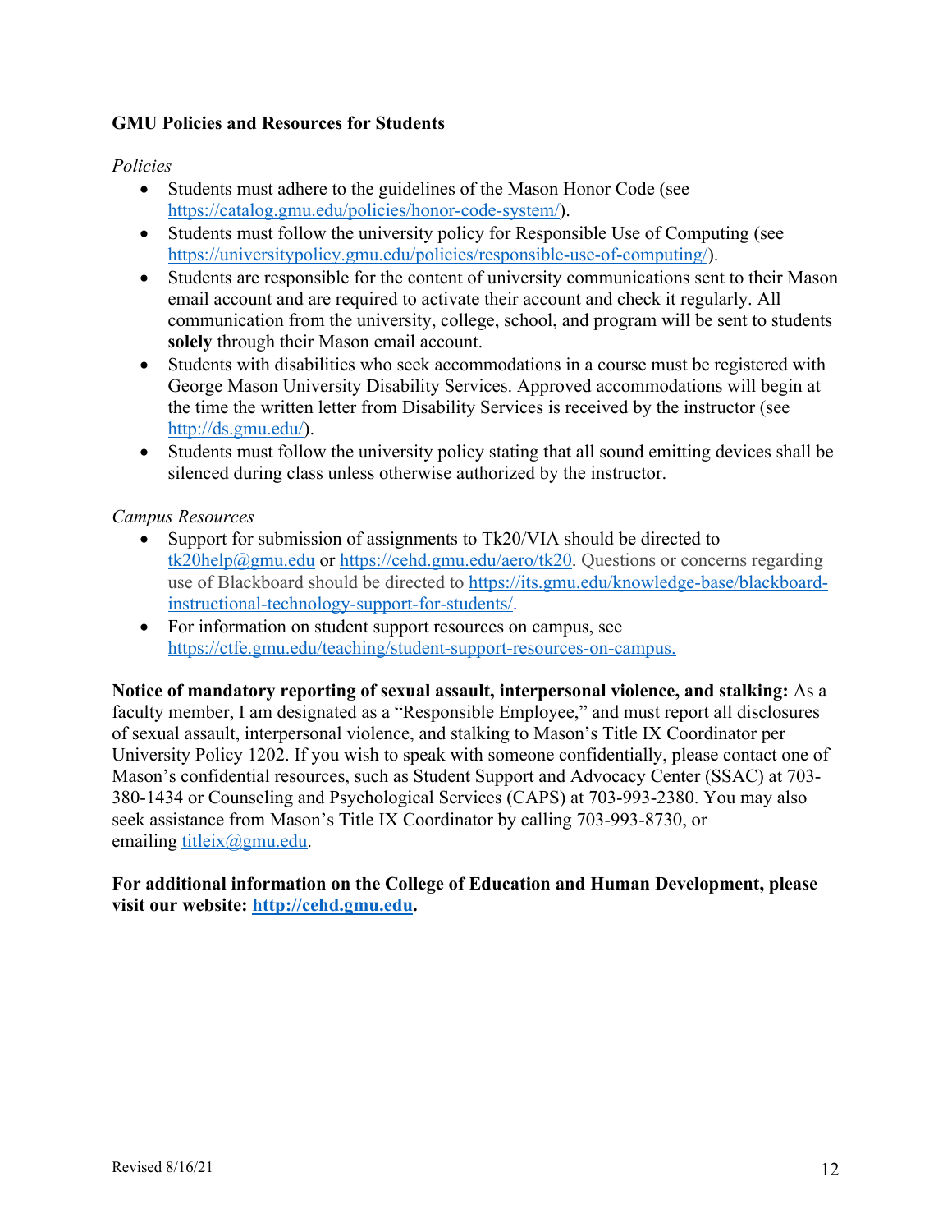**GMU Policies and Resources for Students**

*Policies*

- Students must adhere to the guidelines of the Mason Honor Code (see https://catalog.gmu.edu/policies/honor-code-system/).
- Students must follow the university policy for Responsible Use of Computing (see https://universitypolicy.gmu.edu/policies/responsible-use-of-computing/).
- Students are responsible for the content of university communications sent to their Mason email account and are required to activate their account and check it regularly. All communication from the university, college, school, and program will be sent to students **solely** through their Mason email account.
- Students with disabilities who seek accommodations in a course must be registered with George Mason University Disability Services. Approved accommodations will begin at the time the written letter from Disability Services is received by the instructor (see http://ds.gmu.edu/).
- Students must follow the university policy stating that all sound emitting devices shall be silenced during class unless otherwise authorized by the instructor.

*Campus Resources*

- Support for submission of assignments to Tk20/VIA should be directed to tk20help@gmu.edu or https://cehd.gmu.edu/aero/tk20. Questions or concerns regarding use of Blackboard should be directed to https://its.gmu.edu/knowledge-base/blackboard-instructional-technology-support-for-students/.
- For information on student support resources on campus, see https://ctfe.gmu.edu/teaching/student-support-resources-on-campus.

**Notice of mandatory reporting of sexual assault, interpersonal violence, and stalking:** As a faculty member, I am designated as a "Responsible Employee," and must report all disclosures of sexual assault, interpersonal violence, and stalking to Mason's Title IX Coordinator per University Policy 1202. If you wish to speak with someone confidentially, please contact one of Mason's confidential resources, such as Student Support and Advocacy Center (SSAC) at 703-380-1434 or Counseling and Psychological Services (CAPS) at 703-993-2380. You may also seek assistance from Mason's Title IX Coordinator by calling 703-993-8730, or emailing titleix@gmu.edu.

**For additional information on the College of Education and Human Development, please visit our website: http://cehd.gmu.edu.**

Revised 8/16/21